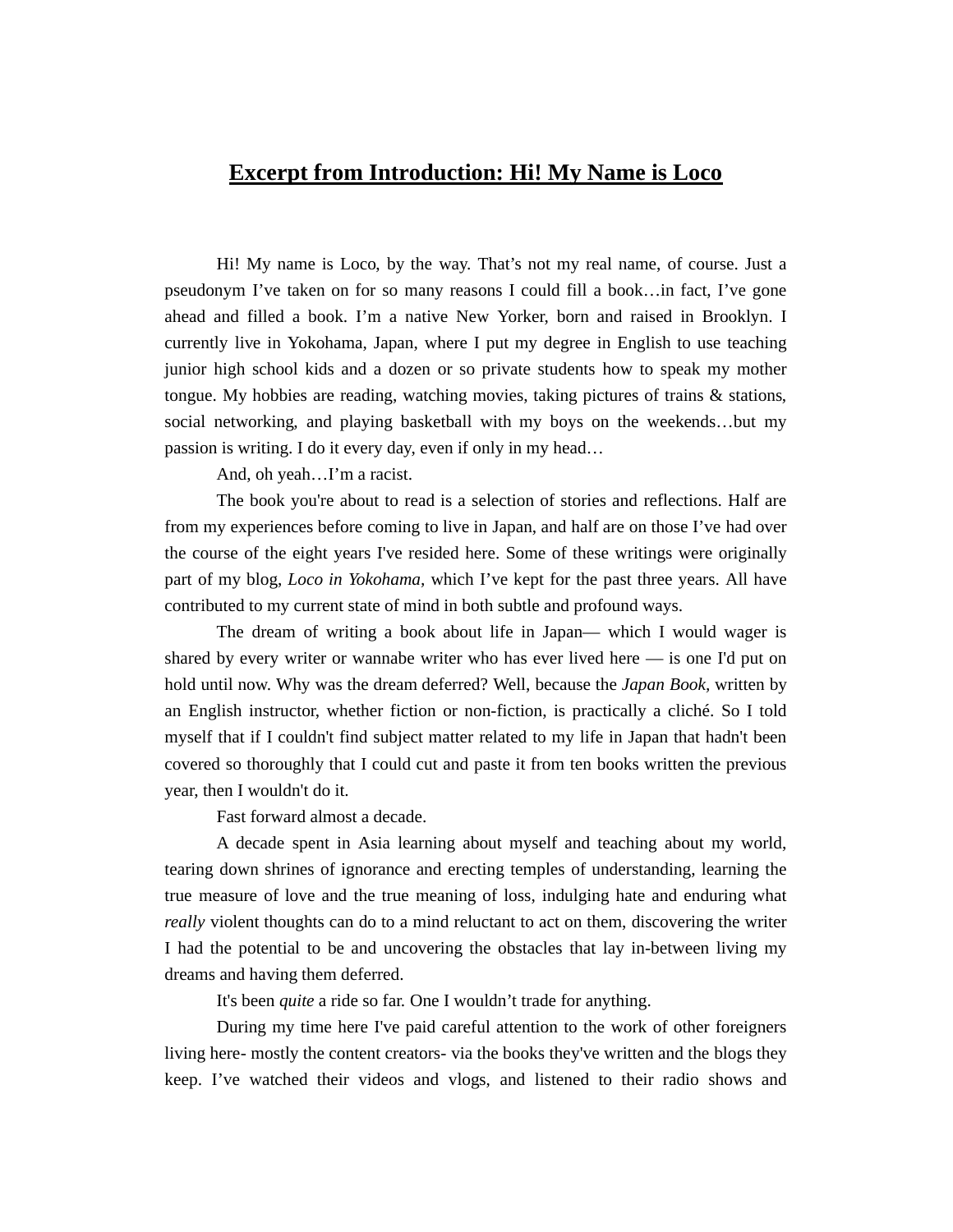# Excerpt from Introduction: Hi! My Name is Loco

Hi! My name is Loco, by the way. That's not my real name, of course. Just a pseudonym I've taken on for so many reasons I could fill a book…in fact, I've gone ahead and filled a book. I'm a native New Yorker, born and raised in Brooklyn. I currently live in Yokohama, Japan, where I put my degree in English to use teaching junior high school kids and a dozen or so private students how to speak my mother tongue. My hobbies are reading, watching movies, taking pictures of trains & stations, social networking, and playing basketball with my boys on the weekends…but my passion is writing. I do it every day, even if only in my head…

And, oh yeah…I'm a racist.

The book you're about to read is a selection of stories and reflections. Half are from my experiences before coming to live in Japan, and half are on those I've had over the course of the eight years I've resided here. Some of these writings were originally part of my blog, *Loco in Yokohama*, which I've kept for the past three years. All have contributed to my current state of mind in both subtle and profound ways.

The dream of writing a book about life in Japan— which I would wager is shared by every writer or wannabe writer who has ever lived here — is one I'd put on hold until now. Why was the dream deferred? Well, because the *Japan Book*, written by an English instructor, whether fiction or non-fiction, is practically a cliché. So I told myself that if I couldn't find subject matter related to my life in Japan that hadn't been covered so thoroughly that I could cut and paste it from ten books written the previous year, then I wouldn't do it.

Fast forward almost a decade.

A decade spent in Asia learning about myself and teaching about my world, tearing down shrines of ignorance and erecting temples of understanding, learning the true measure of love and the true meaning of loss, indulging hate and enduring what *really* violent thoughts can do to a mind reluctant to act on them, discovering the writer I had the potential to be and uncovering the obstacles that lay in-between living my dreams and having them deferred.

It's been *quite* a ride so far. One I wouldn't trade for anything.

During my time here I've paid careful attention to the work of other foreigners living here- mostly the content creators- via the books they've written and the blogs they keep. I've watched their videos and vlogs, and listened to their radio shows and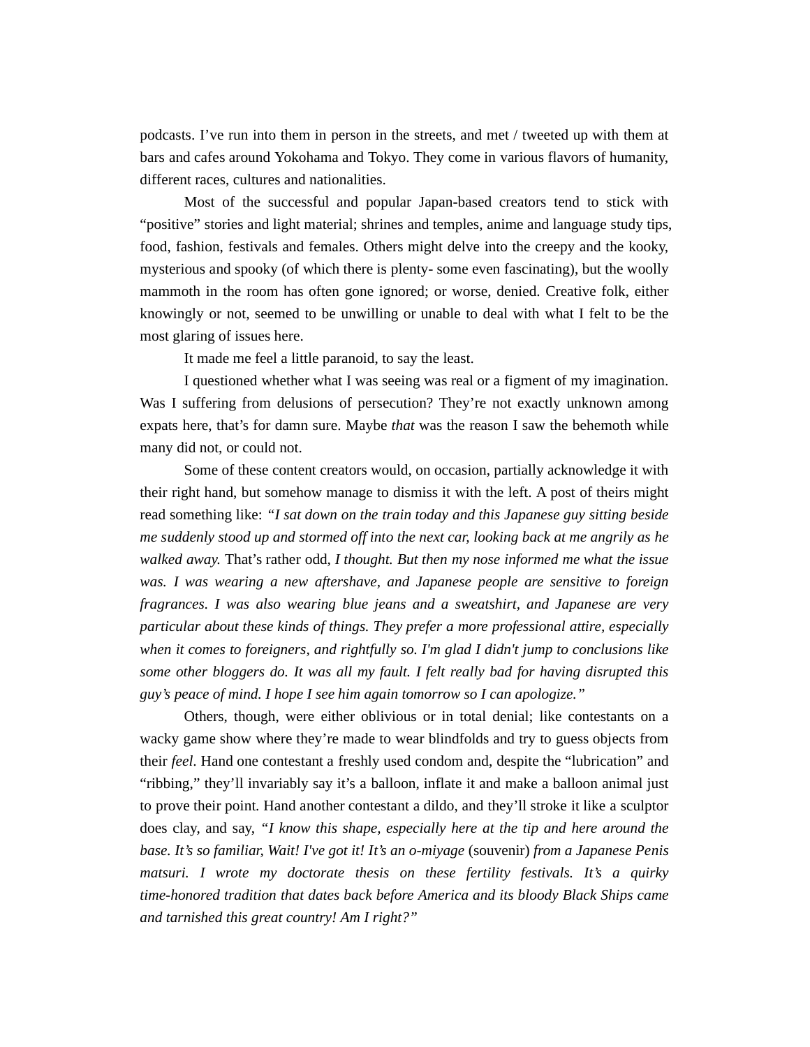podcasts. I've run into them in person in the streets, and met / tweeted up with them at bars and cafes around Yokohama and Tokyo. They come in various flavors of humanity, different races, cultures and nationalities.

Most of the successful and popular Japan-based creators tend to stick with "positive" stories and light material; shrines and temples, anime and language study tips, food, fashion, festivals and females. Others might delve into the creepy and the kooky, mysterious and spooky (of which there is plenty- some even fascinating), but the woolly mammoth in the room has often gone ignored; or worse, denied. Creative folk, either knowingly or not, seemed to be unwilling or unable to deal with what I felt to be the most glaring of issues here.

It made me feel a little paranoid, to say the least.

I questioned whether what I was seeing was real or a figment of my imagination. Was I suffering from delusions of persecution? They're not exactly unknown among expats here, that's for damn sure. Maybe *that* was the reason I saw the behemoth while many did not, or could not.

Some of these content creators would, on occasion, partially acknowledge it with their right hand, but somehow manage to dismiss it with the left. A post of theirs might read something like: *"I sat down on the train today and this Japanese guy sitting beside me suddenly stood up and stormed off into the next car, looking back at me angrily as he walked away.* That's rather odd, *I thought. But then my nose informed me what the issue was. I was wearing a new aftershave, and Japanese people are sensitive to foreign fragrances. I was also wearing blue jeans and a sweatshirt, and Japanese are very particular about these kinds of things. They prefer a more professional attire, especially when it comes to foreigners, and rightfully so. I'm glad I didn't jump to conclusions like some other bloggers do. It was all my fault. I felt really bad for having disrupted this guy's peace of mind. I hope I see him again tomorrow so I can apologize."*

Others, though, were either oblivious or in total denial; like contestants on a wacky game show where they're made to wear blindfolds and try to guess objects from their *feel*. Hand one contestant a freshly used condom and, despite the "lubrication" and "ribbing," they'll invariably say it's a balloon, inflate it and make a balloon animal just to prove their point. Hand another contestant a dildo, and they'll stroke it like a sculptor does clay, and say, *"I know this shape, especially here at the tip and here around the base. It's so familiar, Wait! I've got it! It's an o-miyage* (souvenir) *from a Japanese Penis matsuri. I wrote my doctorate thesis on these fertility festivals. It's a quirky time-honored tradition that dates back before America and its bloody Black Ships came and tarnished this great country! Am I right?"*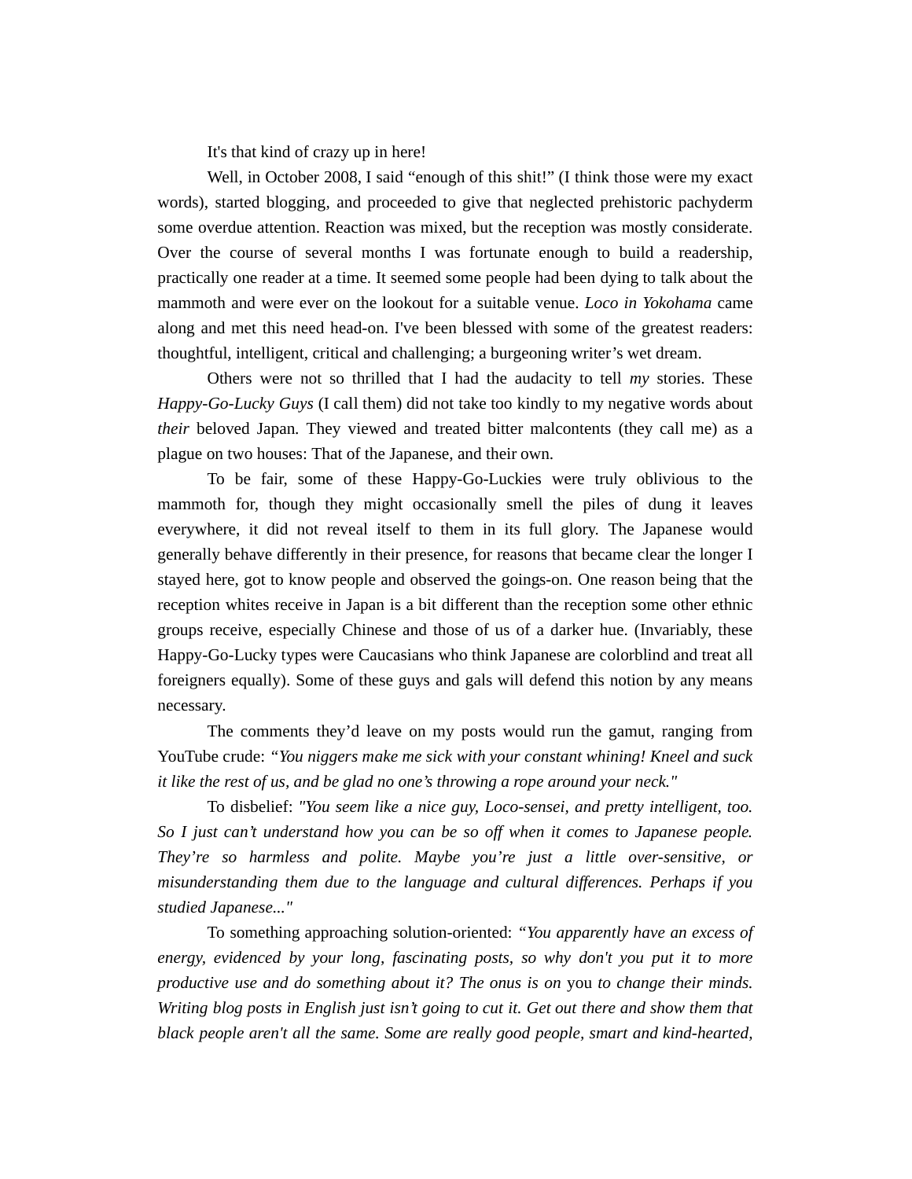It's that kind of crazy up in here!

Well, in October 2008, I said "enough of this shit!" (I think those were my exact words), started blogging, and proceeded to give that neglected prehistoric pachyderm some overdue attention. Reaction was mixed, but the reception was mostly considerate. Over the course of several months I was fortunate enough to build a readership, practically one reader at a time. It seemed some people had been dying to talk about the mammoth and were ever on the lookout for a suitable venue. *Loco in Yokohama* came along and met this need head-on. I've been blessed with some of the greatest readers: thoughtful, intelligent, critical and challenging; a burgeoning writer's wet dream.

Others were not so thrilled that I had the audacity to tell *my* stories. These *Happy-Go-Lucky Guys* (I call them) did not take too kindly to my negative words about *their* beloved Japan. They viewed and treated bitter malcontents (they call me) as a plague on two houses: That of the Japanese, and their own.

To be fair, some of these Happy-Go-Luckies were truly oblivious to the mammoth for, though they might occasionally smell the piles of dung it leaves everywhere, it did not reveal itself to them in its full glory. The Japanese would generally behave differently in their presence, for reasons that became clear the longer I stayed here, got to know people and observed the goings-on. One reason being that the reception whites receive in Japan is a bit different than the reception some other ethnic groups receive, especially Chinese and those of us of a darker hue. (Invariably, these Happy-Go-Lucky types were Caucasians who think Japanese are colorblind and treat all foreigners equally). Some of these guys and gals will defend this notion by any means necessary.

The comments they'd leave on my posts would run the gamut, ranging from YouTube crude: *"You niggers make me sick with your constant whining! Kneel and suck it like the rest of us, and be glad no one's throwing a rope around your neck."*

To disbelief: *"You seem like a nice guy, Loco-sensei, and pretty intelligent, too. So I just can't understand how you can be so off when it comes to Japanese people. They're so harmless and polite. Maybe you're just a little over-sensitive, or misunderstanding them due to the language and cultural differences. Perhaps if you studied Japanese..."*

To something approaching solution-oriented: *"You apparently have an excess of energy, evidenced by your long, fascinating posts, so why don't you put it to more productive use and do something about it? The onus is on* you *to change their minds. Writing blog posts in English just isn't going to cut it. Get out there and show them that black people aren't all the same. Some are really good people, smart and kind-hearted,*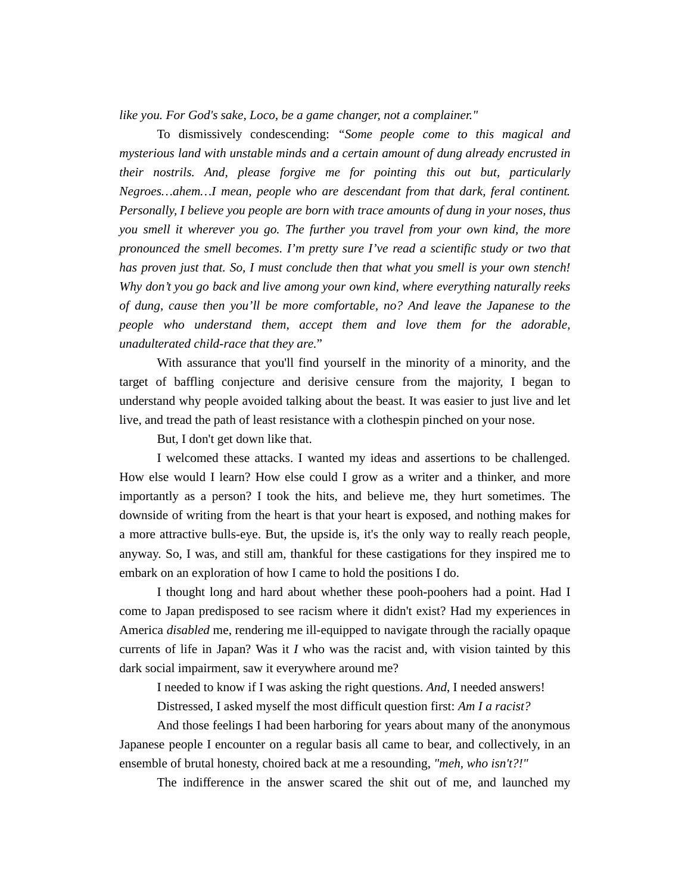*like you. For God's sake, Loco, be a game changer, not a complainer."*

To dismissively condescending: "*Some people come to this magical and mysterious land with unstable minds and a certain amount of dung already encrusted in their nostrils. And, please forgive me for pointing this out but, particularly Negroes…ahem…I mean, people who are descendant from that dark, feral continent. Personally, I believe you people are born with trace amounts of dung in your noses, thus you smell it wherever you go. The further you travel from your own kind, the more pronounced the smell becomes. I'm pretty sure I've read a scientific study or two that has proven just that. So, I must conclude then that what you smell is your own stench! Why don't you go back and live among your own kind, where everything naturally reeks of dung, cause then you'll be more comfortable, no? And leave the Japanese to the people who understand them, accept them and love them for the adorable, unadulterated child-race that they are.*"

With assurance that you'll find yourself in the minority of a minority, and the target of baffling conjecture and derisive censure from the majority, I began to understand why people avoided talking about the beast. It was easier to just live and let live, and tread the path of least resistance with a clothespin pinched on your nose.

But, I don't get down like that.

I welcomed these attacks. I wanted my ideas and assertions to be challenged. How else would I learn? How else could I grow as a writer and a thinker, and more importantly as a person? I took the hits, and believe me, they hurt sometimes. The downside of writing from the heart is that your heart is exposed, and nothing makes for a more attractive bulls-eye. But, the upside is, it's the only way to really reach people, anyway. So, I was, and still am, thankful for these castigations for they inspired me to embark on an exploration of how I came to hold the positions I do.

I thought long and hard about whether these pooh-poohers had a point. Had I come to Japan predisposed to see racism where it didn't exist? Had my experiences in America *disabled* me, rendering me ill-equipped to navigate through the racially opaque currents of life in Japan? Was it *I* who was the racist and, with vision tainted by this dark social impairment, saw it everywhere around me?

I needed to know if I was asking the right questions. *And*, I needed answers!

Distressed, I asked myself the most difficult question first: *Am I a racist?*

And those feelings I had been harboring for years about many of the anonymous Japanese people I encounter on a regular basis all came to bear, and collectively, in an ensemble of brutal honesty, choired back at me a resounding, *"meh, who isn't?!"*

The indifference in the answer scared the shit out of me, and launched my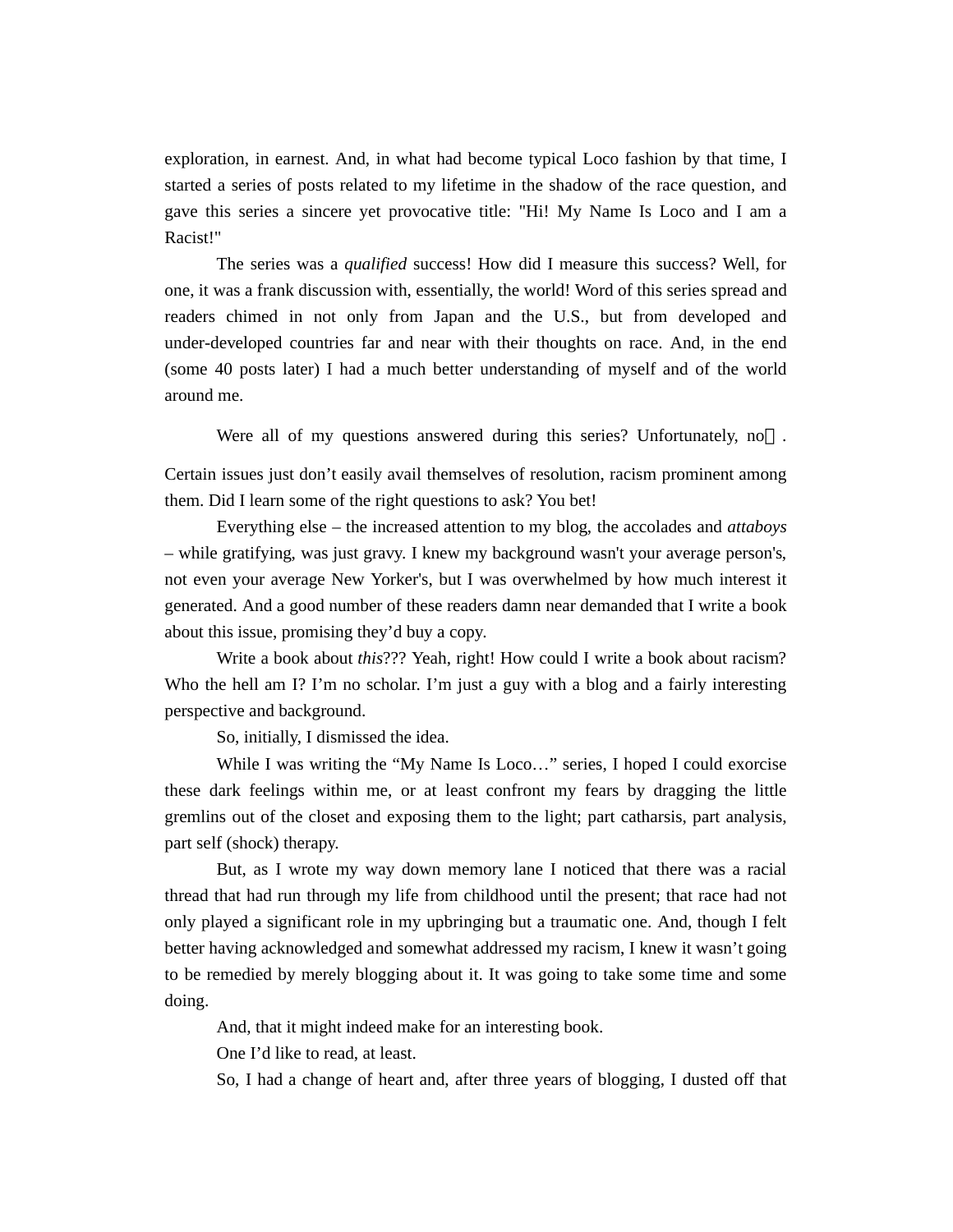exploration, in earnest. And, in what had become typical Loco fashion by that time, I started a series of posts related to my lifetime in the shadow of the race question, and gave this series a sincere yet provocative title: "Hi! My Name Is Loco and I am a Racist!"

The series was a *qualified* success! How did I measure this success? Well, for one, it was a frank discussion with, essentially, the world! Word of this series spread and readers chimed in not only from Japan and the U.S., but from developed and under-developed countries far and near with their thoughts on race. And, in the end (some 40 posts later) I had a much better understanding of myself and of the world around me.

Were all of my questions answered during this series? Unfortunately, no .

Certain issues just don't easily avail themselves of resolution, racism prominent among them. Did I learn some of the right questions to ask? You bet!

Everything else – the increased attention to my blog, the accolades and *attaboys* – while gratifying, was just gravy. I knew my background wasn't your average person's, not even your average New Yorker's, but I was overwhelmed by how much interest it generated. And a good number of these readers damn near demanded that I write a book about this issue, promising they'd buy a copy.

Write a book about *this*??? Yeah, right! How could I write a book about racism? Who the hell am I? I'm no scholar. I'm just a guy with a blog and a fairly interesting perspective and background.

So, initially, I dismissed the idea.

While I was writing the "My Name Is Loco…" series, I hoped I could exorcise these dark feelings within me, or at least confront my fears by dragging the little gremlins out of the closet and exposing them to the light; part catharsis, part analysis, part self (shock) therapy.

But, as I wrote my way down memory lane I noticed that there was a racial thread that had run through my life from childhood until the present; that race had not only played a significant role in my upbringing but a traumatic one. And, though I felt better having acknowledged and somewhat addressed my racism, I knew it wasn't going to be remedied by merely blogging about it. It was going to take some time and some doing.

And, that it might indeed make for an interesting book.

One I'd like to read, at least.

So, I had a change of heart and, after three years of blogging, I dusted off that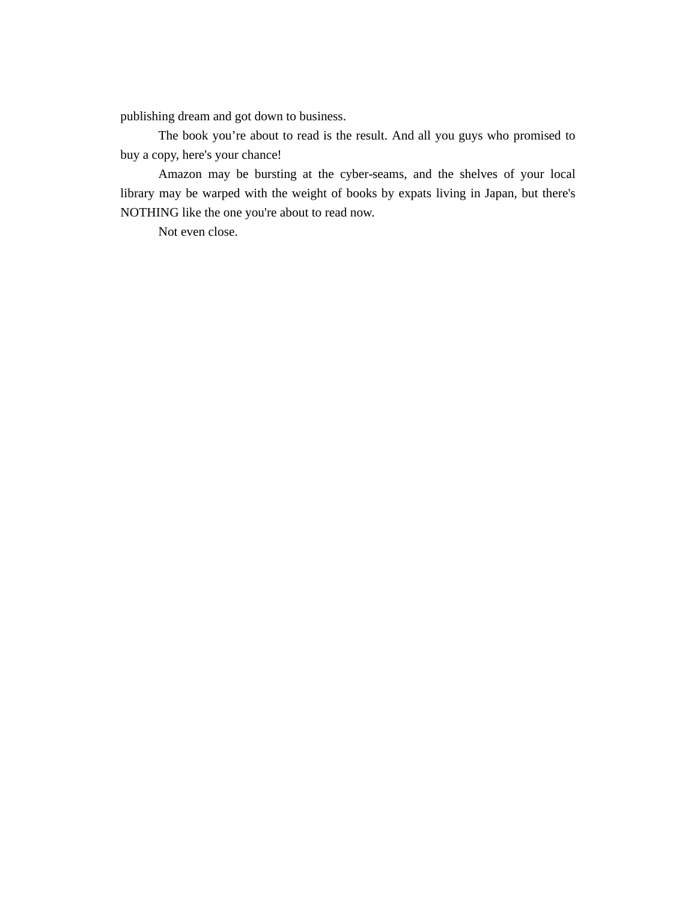publishing dream and got down to business.

The book you’re about to read is the result. And all you guys who promised to buy a copy, here's your chance!

Amazon may be bursting at the cyber-seams, and the shelves of your local library may be warped with the weight of books by expats living in Japan, but there's NOTHING like the one you're about to read now.

Not even close.